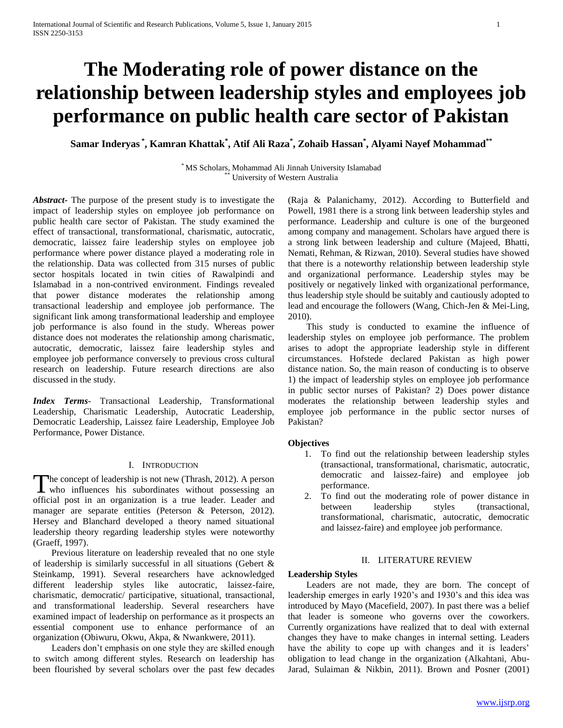# The Moderating role of power distance on the relationship between leadership styles and employees job performance on public health care sector of Pakistan

**Samar Inderyas [*], Kamran Khattak[*], Atif Ali Raza[*], Zohaib Hassan[*], Alyami Nayef Mohammad[**]**

[*] MS Scholars, Mohammad Ali Jinnah University Islamabad
[**] University of Western Australia

***Abstract***- The purpose of the present study is to investigate the impact of leadership styles on employee job performance on public health care sector of Pakistan. The study examined the effect of transactional, transformational, charismatic, autocratic, democratic, laissez faire leadership styles on employee job performance where power distance played a moderating role in the relationship. Data was collected from 315 nurses of public sector hospitals located in twin cities of Rawalpindi and Islamabad in a non-contrived environment. Findings revealed that power distance moderates the relationship among transactional leadership and employee job performance. The significant link among transformational leadership and employee job performance is also found in the study. Whereas power distance does not moderates the relationship among charismatic, autocratic, democratic, laissez faire leadership styles and employee job performance conversely to previous cross cultural research on leadership. Future research directions are also discussed in the study.

***Index Terms***- Transactional Leadership, Transformational Leadership, Charismatic Leadership, Autocratic Leadership, Democratic Leadership, Laissez faire Leadership, Employee Job Performance, Power Distance.

## I. Introduction

The concept of leadership is not new (Thrash, 2012). A person who influences his subordinates without possessing an official post in an organization is a true leader. Leader and manager are separate entities (Peterson & Peterson, 2012). Hersey and Blanchard developed a theory named situational leadership theory regarding leadership styles were noteworthy (Graeff, 1997).

Previous literature on leadership revealed that no one style of leadership is similarly successful in all situations (Gebert & Steinkamp, 1991). Several researchers have acknowledged different leadership styles like autocratic, laissez-faire, charismatic, democratic/ participative, situational, transactional, and transformational leadership. Several researchers have examined impact of leadership on performance as it prospects an essential component use to enhance performance of an organization (Obiwuru, Okwu, Akpa, & Nwankwere, 2011).

Leaders don't emphasis on one style they are skilled enough to switch among different styles. Research on leadership has been flourished by several scholars over the past few decades (Raja & Palanichamy, 2012). According to Butterfield and Powell, 1981 there is a strong link between leadership styles and performance. Leadership and culture is one of the burgeoned among company and management. Scholars have argued there is a strong link between leadership and culture (Majeed, Bhatti, Nemati, Rehman, & Rizwan, 2010). Several studies have showed that there is a noteworthy relationship between leadership style and organizational performance. Leadership styles may be positively or negatively linked with organizational performance, thus leadership style should be suitably and cautiously adopted to lead and encourage the followers (Wang, Chich-Jen & Mei-Ling, 2010).

This study is conducted to examine the influence of leadership styles on employee job performance. The problem arises to adopt the appropriate leadership style in different circumstances. Hofstede declared Pakistan as high power distance nation. So, the main reason of conducting is to observe 1) the impact of leadership styles on employee job performance in public sector nurses of Pakistan? 2) Does power distance moderates the relationship between leadership styles and employee job performance in the public sector nurses of Pakistan?

### Objectives

1. To find out the relationship between leadership styles (transactional, transformational, charismatic, autocratic, democratic and laissez-faire) and employee job performance.
2. To find out the moderating role of power distance in between leadership styles (transactional, transformational, charismatic, autocratic, democratic and laissez-faire) and employee job performance.

## II. Literature Review

### Leadership Styles

Leaders are not made, they are born. The concept of leadership emerges in early 1920's and 1930's and this idea was introduced by Mayo (Macefield, 2007). In past there was a belief that leader is someone who governs over the coworkers. Currently organizations have realized that to deal with external changes they have to make changes in internal setting. Leaders have the ability to cope up with changes and it is leaders' obligation to lead change in the organization (Alkahtani, Abu-Jarad, Sulaiman & Nikbin, 2011). Brown and Posner (2001)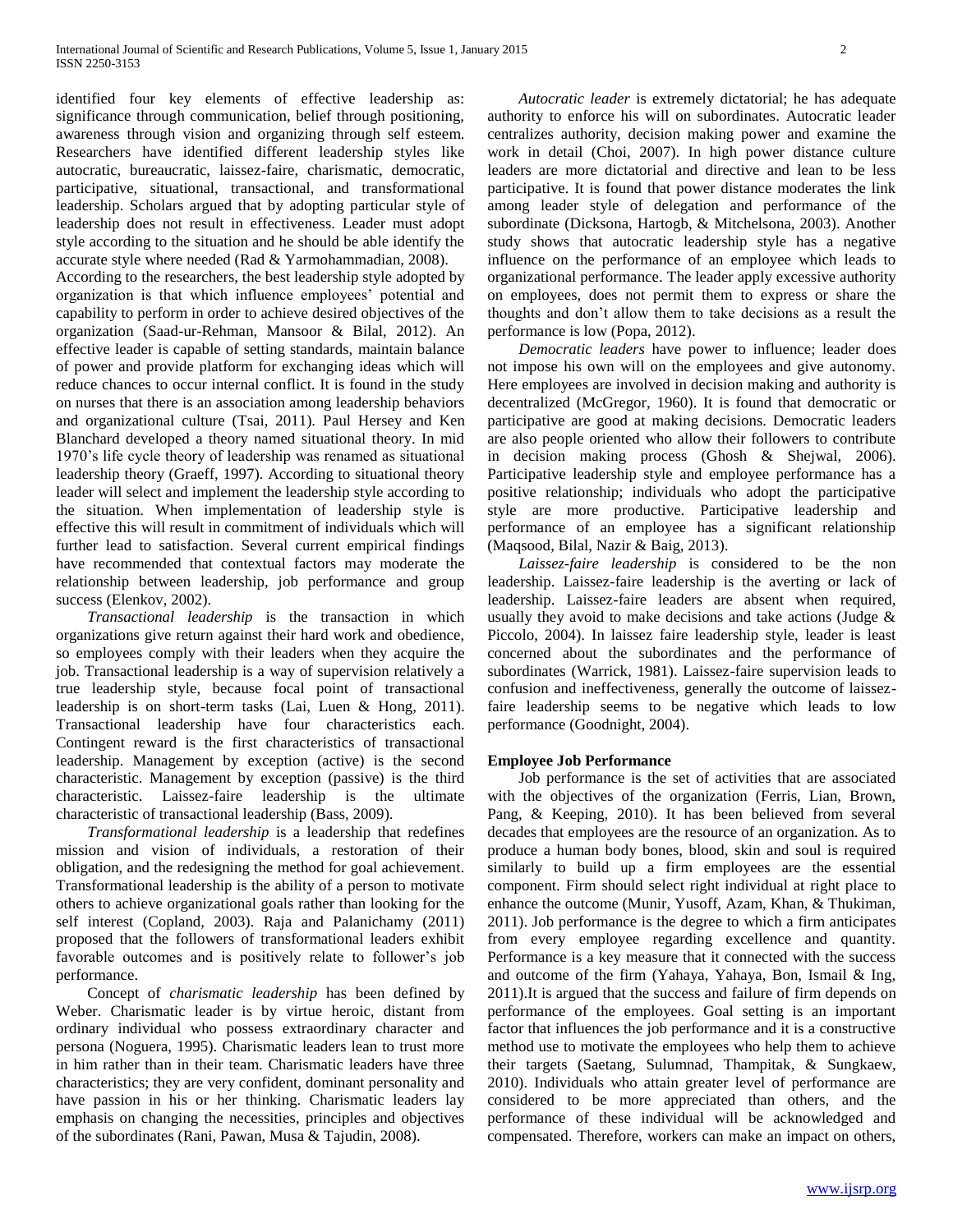identified four key elements of effective leadership as: significance through communication, belief through positioning, awareness through vision and organizing through self esteem. Researchers have identified different leadership styles like autocratic, bureaucratic, laissez-faire, charismatic, democratic, participative, situational, transactional, and transformational leadership. Scholars argued that by adopting particular style of leadership does not result in effectiveness. Leader must adopt style according to the situation and he should be able identify the accurate style where needed (Rad & Yarmohammadian, 2008).

According to the researchers, the best leadership style adopted by organization is that which influence employees' potential and capability to perform in order to achieve desired objectives of the organization (Saad-ur-Rehman, Mansoor & Bilal, 2012). An effective leader is capable of setting standards, maintain balance of power and provide platform for exchanging ideas which will reduce chances to occur internal conflict. It is found in the study on nurses that there is an association among leadership behaviors and organizational culture (Tsai, 2011). Paul Hersey and Ken Blanchard developed a theory named situational theory. In mid 1970's life cycle theory of leadership was renamed as situational leadership theory (Graeff, 1997). According to situational theory leader will select and implement the leadership style according to the situation. When implementation of leadership style is effective this will result in commitment of individuals which will further lead to satisfaction. Several current empirical findings have recommended that contextual factors may moderate the relationship between leadership, job performance and group success (Elenkov, 2002).

*Transactional leadership* is the transaction in which organizations give return against their hard work and obedience, so employees comply with their leaders when they acquire the job. Transactional leadership is a way of supervision relatively a true leadership style, because focal point of transactional leadership is on short-term tasks (Lai, Luen & Hong, 2011). Transactional leadership have four characteristics each. Contingent reward is the first characteristics of transactional leadership. Management by exception (active) is the second characteristic. Management by exception (passive) is the third characteristic. Laissez-faire leadership is the ultimate characteristic of transactional leadership (Bass, 2009).

*Transformational leadership* is a leadership that redefines mission and vision of individuals, a restoration of their obligation, and the redesigning the method for goal achievement. Transformational leadership is the ability of a person to motivate others to achieve organizational goals rather than looking for the self interest (Copland, 2003). Raja and Palanichamy (2011) proposed that the followers of transformational leaders exhibit favorable outcomes and is positively relate to follower's job performance.

Concept of *charismatic leadership* has been defined by Weber. Charismatic leader is by virtue heroic, distant from ordinary individual who possess extraordinary character and persona (Noguera, 1995). Charismatic leaders lean to trust more in him rather than in their team. Charismatic leaders have three characteristics; they are very confident, dominant personality and have passion in his or her thinking. Charismatic leaders lay emphasis on changing the necessities, principles and objectives of the subordinates (Rani, Pawan, Musa & Tajudin, 2008).

*Autocratic leader* is extremely dictatorial; he has adequate authority to enforce his will on subordinates. Autocratic leader centralizes authority, decision making power and examine the work in detail (Choi, 2007). In high power distance culture leaders are more dictatorial and directive and lean to be less participative. It is found that power distance moderates the link among leader style of delegation and performance of the subordinate (Dicksona, Hartogb, & Mitchelsona, 2003). Another study shows that autocratic leadership style has a negative influence on the performance of an employee which leads to organizational performance. The leader apply excessive authority on employees, does not permit them to express or share the thoughts and don't allow them to take decisions as a result the performance is low (Popa, 2012).

*Democratic leaders* have power to influence; leader does not impose his own will on the employees and give autonomy. Here employees are involved in decision making and authority is decentralized (McGregor, 1960). It is found that democratic or participative are good at making decisions. Democratic leaders are also people oriented who allow their followers to contribute in decision making process (Ghosh & Shejwal, 2006). Participative leadership style and employee performance has a positive relationship; individuals who adopt the participative style are more productive. Participative leadership and performance of an employee has a significant relationship (Maqsood, Bilal, Nazir & Baig, 2013).

*Laissez-faire leadership* is considered to be the non leadership. Laissez-faire leadership is the averting or lack of leadership. Laissez-faire leaders are absent when required, usually they avoid to make decisions and take actions (Judge & Piccolo, 2004). In laissez faire leadership style, leader is least concerned about the subordinates and the performance of subordinates (Warrick, 1981). Laissez-faire supervision leads to confusion and ineffectiveness, generally the outcome of laissez-faire leadership seems to be negative which leads to low performance (Goodnight, 2004).

### Employee Job Performance

Job performance is the set of activities that are associated with the objectives of the organization (Ferris, Lian, Brown, Pang, & Keeping, 2010). It has been believed from several decades that employees are the resource of an organization. As to produce a human body bones, blood, skin and soul is required similarly to build up a firm employees are the essential component. Firm should select right individual at right place to enhance the outcome (Munir, Yusoff, Azam, Khan, & Thukiman, 2011). Job performance is the degree to which a firm anticipates from every employee regarding excellence and quantity. Performance is a key measure that it connected with the success and outcome of the firm (Yahaya, Yahaya, Bon, Ismail & Ing, 2011).It is argued that the success and failure of firm depends on performance of the employees. Goal setting is an important factor that influences the job performance and it is a constructive method use to motivate the employees who help them to achieve their targets (Saetang, Sulumnad, Thampitak, & Sungkaew, 2010). Individuals who attain greater level of performance are considered to be more appreciated than others, and the performance of these individual will be acknowledged and compensated. Therefore, workers can make an impact on others,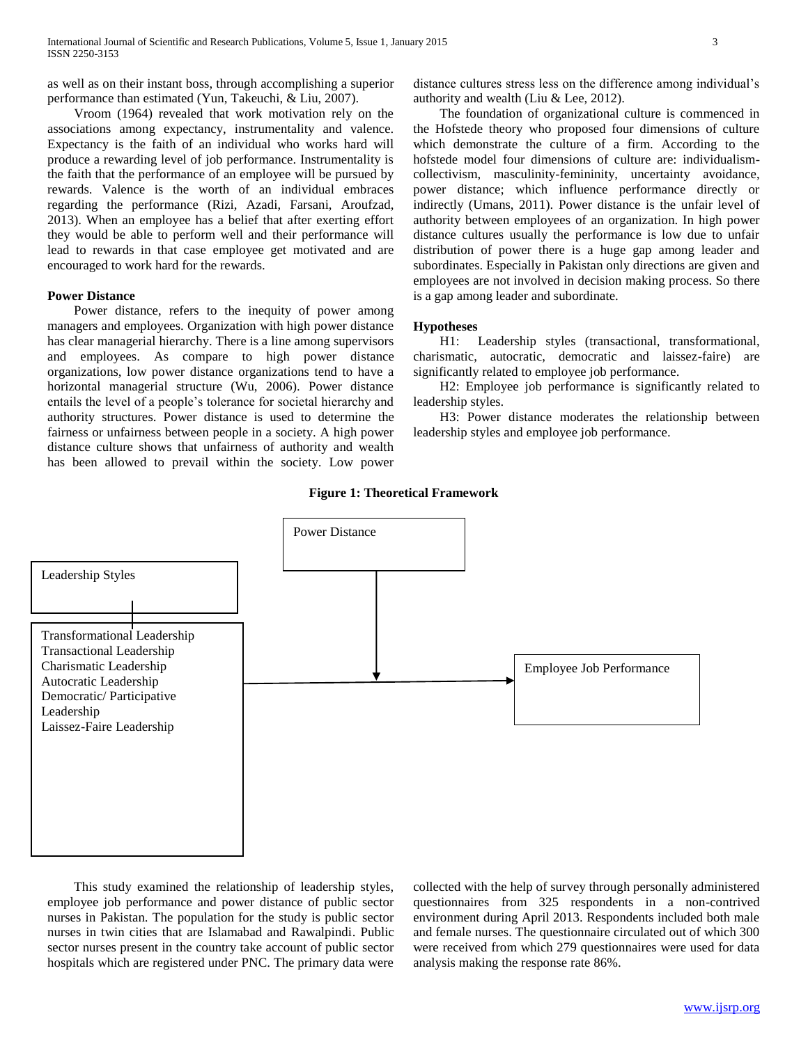as well as on their instant boss, through accomplishing a superior performance than estimated (Yun, Takeuchi, & Liu, 2007).

Vroom (1964) revealed that work motivation rely on the associations among expectancy, instrumentality and valence. Expectancy is the faith of an individual who works hard will produce a rewarding level of job performance. Instrumentality is the faith that the performance of an employee will be pursued by rewards. Valence is the worth of an individual embraces regarding the performance (Rizi, Azadi, Farsani, Aroufzad, 2013). When an employee has a belief that after exerting effort they would be able to perform well and their performance will lead to rewards in that case employee get motivated and are encouraged to work hard for the rewards.

**Power Distance**

Power distance, refers to the inequity of power among managers and employees. Organization with high power distance has clear managerial hierarchy. There is a line among supervisors and employees. As compare to high power distance organizations, low power distance organizations tend to have a horizontal managerial structure (Wu, 2006). Power distance entails the level of a people's tolerance for societal hierarchy and authority structures. Power distance is used to determine the fairness or unfairness between people in a society. A high power distance culture shows that unfairness of authority and wealth has been allowed to prevail within the society. Low power distance cultures stress less on the difference among individual's authority and wealth (Liu & Lee, 2012).

The foundation of organizational culture is commenced in the Hofstede theory who proposed four dimensions of culture which demonstrate the culture of a firm. According to the hofstede model four dimensions of culture are: individualism-collectivism, masculinity-femininity, uncertainty avoidance, power distance; which influence performance directly or indirectly (Umans, 2011). Power distance is the unfair level of authority between employees of an organization. In high power distance cultures usually the performance is low due to unfair distribution of power there is a huge gap among leader and subordinates. Especially in Pakistan only directions are given and employees are not involved in decision making process. So there is a gap among leader and subordinate.

**Hypotheses**

H1: Leadership styles (transactional, transformational, charismatic, autocratic, democratic and laissez-faire) are significantly related to employee job performance.

H2: Employee job performance is significantly related to leadership styles.

H3: Power distance moderates the relationship between leadership styles and employee job performance.

**Figure 1: Theoretical Framework**

Power Distance

Leadership Styles

Transformational Leadership
Transactional Leadership
Charismatic Leadership
Autocratic Leadership
Democratic/ Participative Leadership
Laissez-Faire Leadership

Employee Job Performance

This study examined the relationship of leadership styles, employee job performance and power distance of public sector nurses in Pakistan. The population for the study is public sector nurses in twin cities that are Islamabad and Rawalpindi. Public sector nurses present in the country take account of public sector hospitals which are registered under PNC. The primary data were collected with the help of survey through personally administered questionnaires from 325 respondents in a non-contrived environment during April 2013. Respondents included both male and female nurses. The questionnaire circulated out of which 300 were received from which 279 questionnaires were used for data analysis making the response rate 86%.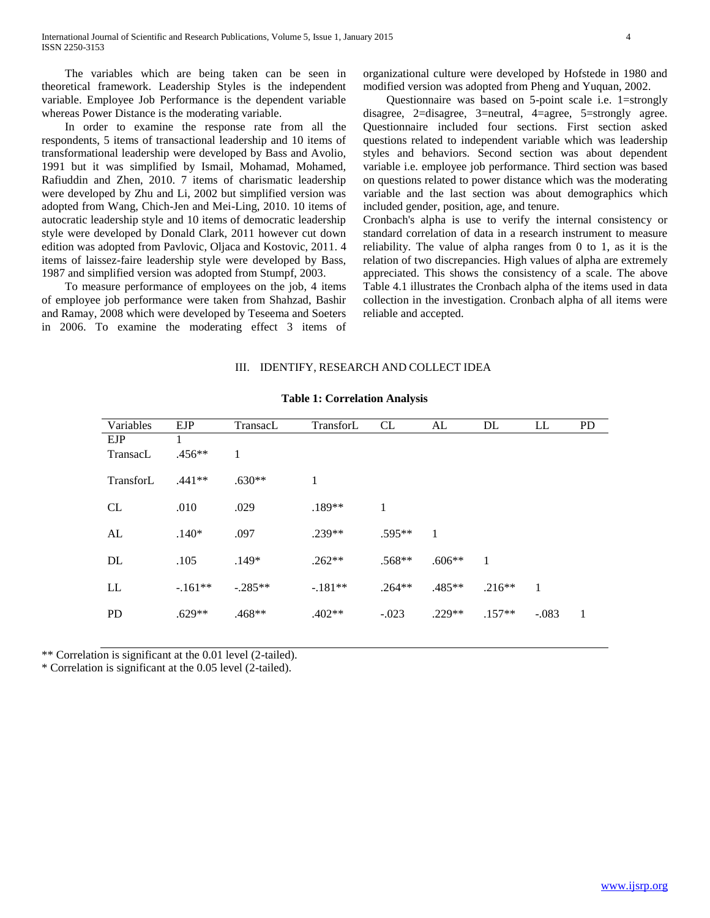The variables which are being taken can be seen in theoretical framework. Leadership Styles is the independent variable. Employee Job Performance is the dependent variable whereas Power Distance is the moderating variable.

In order to examine the response rate from all the respondents, 5 items of transactional leadership and 10 items of transformational leadership were developed by Bass and Avolio, 1991 but it was simplified by Ismail, Mohamad, Mohamed, Rafiuddin and Zhen, 2010. 7 items of charismatic leadership were developed by Zhu and Li, 2002 but simplified version was adopted from Wang, Chich-Jen and Mei-Ling, 2010. 10 items of autocratic leadership style and 10 items of democratic leadership style were developed by Donald Clark, 2011 however cut down edition was adopted from Pavlovic, Oljaca and Kostovic, 2011. 4 items of laissez-faire leadership style were developed by Bass, 1987 and simplified version was adopted from Stumpf, 2003.

To measure performance of employees on the job, 4 items of employee job performance were taken from Shahzad, Bashir and Ramay, 2008 which were developed by Teseema and Soeters in 2006. To examine the moderating effect 3 items of organizational culture were developed by Hofstede in 1980 and modified version was adopted from Pheng and Yuquan, 2002.

Questionnaire was based on 5-point scale i.e. 1=strongly disagree, 2=disagree, 3=neutral, 4=agree, 5=strongly agree. Questionnaire included four sections. First section asked questions related to independent variable which was leadership styles and behaviors. Second section was about dependent variable i.e. employee job performance. Third section was based on questions related to power distance which was the moderating variable and the last section was about demographics which included gender, position, age, and tenure.

Cronbach's alpha is use to verify the internal consistency or standard correlation of data in a research instrument to measure reliability. The value of alpha ranges from 0 to 1, as it is the relation of two discrepancies. High values of alpha are extremely appreciated. This shows the consistency of a scale. The above Table 4.1 illustrates the Cronbach alpha of the items used in data collection in the investigation. Cronbach alpha of all items were reliable and accepted.

## III. IDENTIFY, RESEARCH AND COLLECT IDEA

**Table 1: Correlation Analysis**

| Variables | EJP | TransacL | TransforL | CL | AL | DL | LL | PD |
|---|---|---|---|---|---|---|---|---|
| EJP | 1 | | | | | | | |
| TransacL | .456** | 1 | | | | | | |
| TransforL | .441** | .630** | 1 | | | | | |
| CL | .010 | .029 | .189** | 1 | | | | |
| AL | .140* | .097 | .239** | .595** | 1 | | | |
| DL | .105 | .149* | .262** | .568** | .606** | 1 | | |
| LL | -.161** | -.285** | -.181** | .264** | .485** | .216** | 1 | |
| PD | .629** | .468** | .402** | -.023 | .229** | .157** | -.083 | 1 |

** Correlation is significant at the 0.01 level (2-tailed).
* Correlation is significant at the 0.05 level (2-tailed).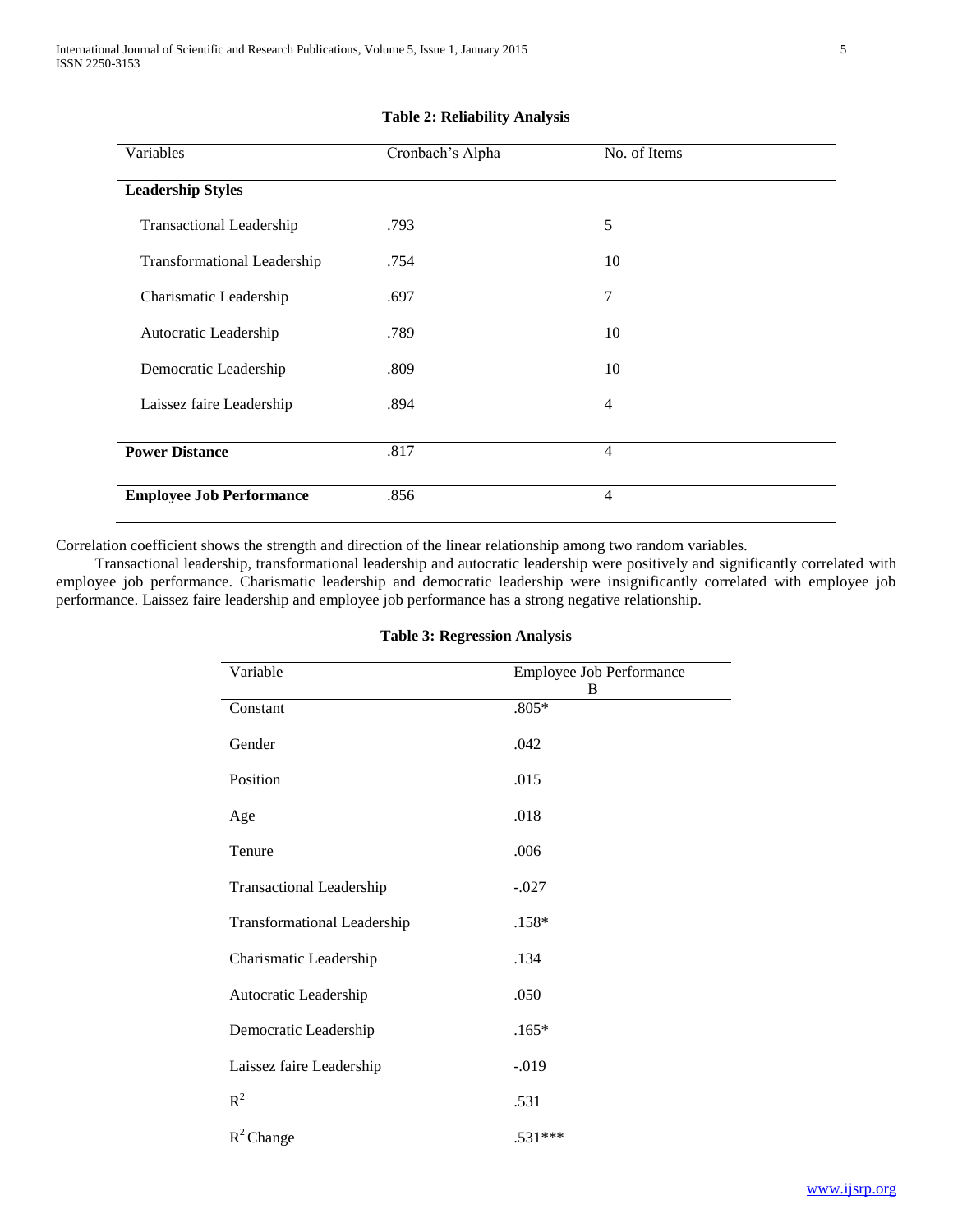**Table 2: Reliability Analysis**

| Variables | Cronbach's Alpha | No. of Items |
|---|---|---|
| **Leadership Styles** | | |
| Transactional Leadership | .793 | 5 |
| Transformational Leadership | .754 | 10 |
| Charismatic Leadership | .697 | 7 |
| Autocratic Leadership | .789 | 10 |
| Democratic Leadership | .809 | 10 |
| Laissez faire Leadership | .894 | 4 |
| **Power Distance** | .817 | 4 |
| **Employee Job Performance** | .856 | 4 |

Correlation coefficient shows the strength and direction of the linear relationship among two random variables.

Transactional leadership, transformational leadership and autocratic leadership were positively and significantly correlated with employee job performance. Charismatic leadership and democratic leadership were insignificantly correlated with employee job performance. Laissez faire leadership and employee job performance has a strong negative relationship.

**Table 3: Regression Analysis**

| Variable | Employee Job Performance B |
|---|---|
| Constant | .805* |
| Gender | .042 |
| Position | .015 |
| Age | .018 |
| Tenure | .006 |
| Transactional Leadership | -.027 |
| Transformational Leadership | .158* |
| Charismatic Leadership | .134 |
| Autocratic Leadership | .050 |
| Democratic Leadership | .165* |
| Laissez faire Leadership | -.019 |
| $R^2$ | .531 |
| $R^2$ Change | .531*** |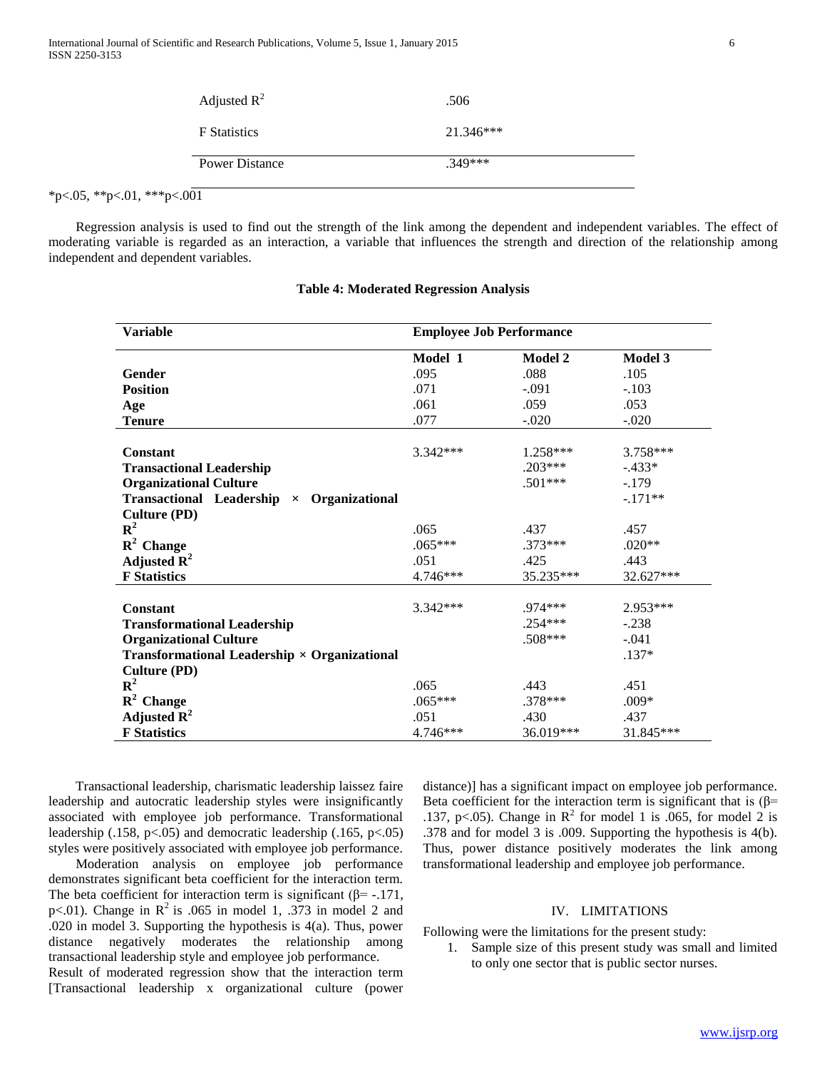| | |
|---|---|
| Adjusted $R^2$ | .506 |
| F Statistics | 21.346*** |
| Power Distance | .349*** |

*p<.05, **p<.01, ***p<.001

Regression analysis is used to find out the strength of the link among the dependent and independent variables. The effect of moderating variable is regarded as an interaction, a variable that influences the strength and direction of the relationship among independent and dependent variables.

**Table 4: Moderated Regression Analysis**

| Variable | Employee Job Performance | | |
|---|---|---|---|
| | Model 1 | Model 2 | Model 3 |
| **Gender** | .095 | .088 | .105 |
| **Position** | .071 | -.091 | -.103 |
| **Age** | .061 | .059 | .053 |
| **Tenure** | .077 | -.020 | -.020 |
| **Constant** | 3.342*** | 1.258*** | 3.758*** |
| **Transactional Leadership** | | .203*** | -.433* |
| **Organizational Culture** | | .501*** | -.179 |
| **Transactional Leadership × Organizational Culture (PD)** | | | -.171** |
| $\mathbf{R^2}$ | .065 | .437 | .457 |
| $\mathbf{R^2}$ **Change** | .065*** | .373*** | .020** |
| **Adjusted** $\mathbf{R^2}$ | .051 | .425 | .443 |
| **F Statistics** | 4.746*** | 35.235*** | 32.627*** |
| **Constant** | 3.342*** | .974*** | 2.953*** |
| **Transformational Leadership** | | .254*** | -.238 |
| **Organizational Culture** | | .508*** | -.041 |
| **Transformational Leadership × Organizational Culture (PD)** | | | .137* |
| $\mathbf{R^2}$ | .065 | .443 | .451 |
| $\mathbf{R^2}$ **Change** | .065*** | .378*** | .009* |
| **Adjusted** $\mathbf{R^2}$ | .051 | .430 | .437 |
| **F Statistics** | 4.746*** | 36.019*** | 31.845*** |

Transactional leadership, charismatic leadership laissez faire leadership and autocratic leadership styles were insignificantly associated with employee job performance. Transformational leadership (.158, p<.05) and democratic leadership (.165, p<.05) styles were positively associated with employee job performance.

Moderation analysis on employee job performance demonstrates significant beta coefficient for the interaction term. The beta coefficient for interaction term is significant (β= -.171, p<.01). Change in $R^2$ is .065 in model 1, .373 in model 2 and .020 in model 3. Supporting the hypothesis is 4(a). Thus, power distance negatively moderates the relationship among transactional leadership style and employee job performance.

Result of moderated regression show that the interaction term [Transactional leadership x organizational culture (power distance)] has a significant impact on employee job performance. Beta coefficient for the interaction term is significant that is (β= .137, p<.05). Change in $R^2$ for model 1 is .065, for model 2 is .378 and for model 3 is .009. Supporting the hypothesis is 4(b). Thus, power distance positively moderates the link among transformational leadership and employee job performance.

## IV. LIMITATIONS

Following were the limitations for the present study:

1. Sample size of this present study was small and limited to only one sector that is public sector nurses.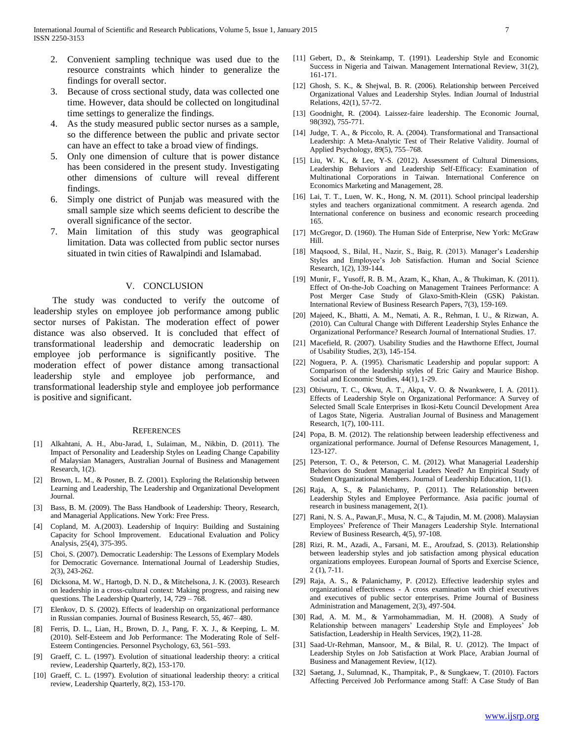2. Convenient sampling technique was used due to the resource constraints which hinder to generalize the findings for overall sector.
3. Because of cross sectional study, data was collected one time. However, data should be collected on longitudinal time settings to generalize the findings.
4. As the study measured public sector nurses as a sample, so the difference between the public and private sector can have an effect to take a broad view of findings.
5. Only one dimension of culture that is power distance has been considered in the present study. Investigating other dimensions of culture will reveal different findings.
6. Simply one district of Punjab was measured with the small sample size which seems deficient to describe the overall significance of the sector.
7. Main limitation of this study was geographical limitation. Data was collected from public sector nurses situated in twin cities of Rawalpindi and Islamabad.

## V. CONCLUSION

The study was conducted to verify the outcome of leadership styles on employee job performance among public sector nurses of Pakistan. The moderation effect of power distance was also observed. It is concluded that effect of transformational leadership and democratic leadership on employee job performance is significantly positive. The moderation effect of power distance among transactional leadership style and employee job performance, and transformational leadership style and employee job performance is positive and significant.

## REFERENCES

[1] Alkahtani, A. H., Abu-Jarad, I., Sulaiman, M., Nikbin, D. (2011). The Impact of Personality and Leadership Styles on Leading Change Capability of Malaysian Managers, Australian Journal of Business and Management Research, 1(2).

[2] Brown, L. M., & Posner, B. Z. (2001). Exploring the Relationship between Learning and Leadership, The Leadership and Organizational Development Journal.

[3] Bass, B. M. (2009). The Bass Handbook of Leadership: Theory, Research, and Managerial Applications. New York: Free Press.

[4] Copland, M. A.(2003). Leadership of Inquiry: Building and Sustaining Capacity for School Improvement. Educational Evaluation and Policy Analysis, 25(4), 375-395.

[5] Choi, S. (2007). Democratic Leadership: The Lessons of Exemplary Models for Democratic Governance. International Journal of Leadership Studies, 2(3), 243-262.

[6] Dicksona, M. W., Hartogb, D. N. D., & Mitchelsona, J. K. (2003). Research on leadership in a cross-cultural context: Making progress, and raising new questions. The Leadership Quarterly, 14, 729 – 768.

[7] Elenkov, D. S. (2002). Effects of leadership on organizational performance in Russian companies. Journal of Business Research, 55, 467– 480.

[8] Ferris, D. L., Lian, H., Brown, D. J., Pang, F. X. J., & Keeping, L. M. (2010). Self-Esteem and Job Performance: The Moderating Role of Self-Esteem Contingencies. Personnel Psychology, 63, 561–593.

[9] Graeff, C. L. (1997). Evolution of situational leadership theory: a critical review, Leadership Quarterly, 8(2), 153-170.

[10] Graeff, C. L. (1997). Evolution of situational leadership theory: a critical review, Leadership Quarterly, 8(2), 153-170.

[11] Gebert, D., & Steinkamp, T. (1991). Leadership Style and Economic Success in Nigeria and Taiwan. Management International Review, 31(2), 161-171.

[12] Ghosh, S. K., & Shejwal, B. R. (2006). Relationship between Perceived Organizational Values and Leadership Styles. Indian Journal of Industrial Relations, 42(1), 57-72.

[13] Goodnight, R. (2004). Laissez-faire leadership. The Economic Journal, 98(392), 755-771.

[14] Judge, T. A., & Piccolo, R. A. (2004). Transformational and Transactional Leadership: A Meta-Analytic Test of Their Relative Validity. Journal of Applied Psychology, 89(5), 755–768.

[15] Liu, W. K., & Lee, Y-S. (2012). Assessment of Cultural Dimensions, Leadership Behaviors and Leadership Self-Efficacy: Examination of Multinational Corporations in Taiwan. International Conference on Economics Marketing and Management, 28.

[16] Lai, T. T., Luen, W. K., Hong, N. M. (2011). School principal leadership styles and teachers organizational commitment. A research agenda. 2nd International conference on business and economic research proceeding 165.

[17] McGregor, D. (1960). The Human Side of Enterprise, New York: McGraw Hill.

[18] Maqsood, S., Bilal, H., Nazir, S., Baig, R. (2013). Manager's Leadership Styles and Employee's Job Satisfaction. Human and Social Science Research, 1(2), 139-144.

[19] Munir, F., Yusoff, R. B. M., Azam, K., Khan, A., & Thukiman, K. (2011). Effect of On-the-Job Coaching on Management Trainees Performance: A Post Merger Case Study of Glaxo-Smith-Klein (GSK) Pakistan. International Review of Business Research Papers, 7(3), 159-169.

[20] Majeed, K., Bhatti, A. M., Nemati, A. R., Rehman, I. U., & Rizwan, A. (2010). Can Cultural Change with Different Leadership Styles Enhance the Organizational Performance? Research Journal of International Studies. 17.

[21] Macefield, R. (2007). Usability Studies and the Hawthorne Effect, Journal of Usability Studies, 2(3), 145-154.

[22] Noguera, P. A. (1995). Charismatic Leadership and popular support: A Comparison of the leadership styles of Eric Gairy and Maurice Bishop. Social and Economic Studies, 44(1), 1-29.

[23] Obiwuru, T. C., Okwu, A. T., Akpa, V. O. & Nwankwere, I. A. (2011). Effects of Leadership Style on Organizational Performance: A Survey of Selected Small Scale Enterprises in Ikosi-Ketu Council Development Area of Lagos State, Nigeria. Australian Journal of Business and Management Research, 1(7), 100-111.

[24] Popa, B. M. (2012). The relationship between leadership effectiveness and organizational performance. Journal of Defense Resources Management, 1, 123-127.

[25] Peterson, T. O., & Peterson, C. M. (2012). What Managerial Leadership Behaviors do Student Managerial Leaders Need? An Empirical Study of Student Organizational Members. Journal of Leadership Education, 11(1).

[26] Raja, A, S., & Palanichamy, P. (2011). The Relationship between Leadership Styles and Employee Performance. Asia pacific journal of research in business management, 2(1).

[27] Rani, N. S. A., Pawan,F., Musa, N. C., & Tajudin, M. M. (2008). Malaysian Employees' Preference of Their Managers Leadership Style. International Review of Business Research, 4(5), 97-108.

[28] Rizi, R. M., Azadi, A., Farsani, M. E., Aroufzad, S. (2013). Relationship between leadership styles and job satisfaction among physical education organizations employees. European Journal of Sports and Exercise Science, 2 (1), 7-11.

[29] Raja, A. S., & Palanichamy, P. (2012). Effective leadership styles and organizational effectiveness - A cross examination with chief executives and executives of public sector enterprises. Prime Journal of Business Administration and Management, 2(3), 497-504.

[30] Rad, A. M. M., & Yarmohammadian, M. H. (2008). A Study of Relationship between managers' Leadership Style and Employees' Job Satisfaction, Leadership in Health Services, 19(2), 11-28.

[31] Saad-Ur-Rehman, Mansoor, M., & Bilal, R. U. (2012). The Impact of Leadership Styles on Job Satisfaction at Work Place, Arabian Journal of Business and Management Review, 1(12).

[32] Saetang, J., Sulumnad, K., Thampitak, P., & Sungkaew, T. (2010). Factors Affecting Perceived Job Performance among Staff: A Case Study of Ban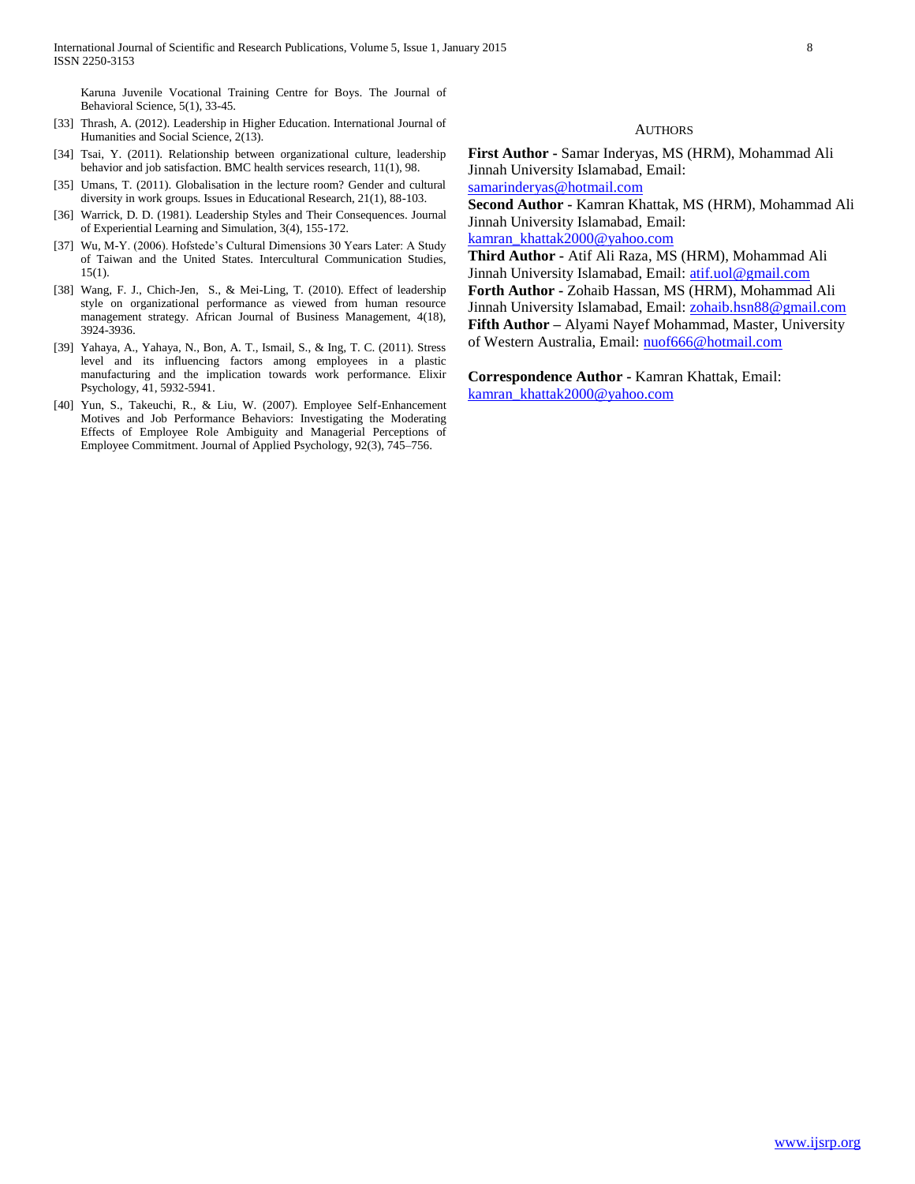Karuna Juvenile Vocational Training Centre for Boys. The Journal of Behavioral Science, 5(1), 33-45.

[33] Thrash, A. (2012). Leadership in Higher Education. International Journal of Humanities and Social Science, 2(13).

[34] Tsai, Y. (2011). Relationship between organizational culture, leadership behavior and job satisfaction. BMC health services research, 11(1), 98.

[35] Umans, T. (2011). Globalisation in the lecture room? Gender and cultural diversity in work groups. Issues in Educational Research, 21(1), 88-103.

[36] Warrick, D. D. (1981). Leadership Styles and Their Consequences. Journal of Experiential Learning and Simulation, 3(4), 155-172.

[37] Wu, M-Y. (2006). Hofstede's Cultural Dimensions 30 Years Later: A Study of Taiwan and the United States. Intercultural Communication Studies, 15(1).

[38] Wang, F. J., Chich-Jen, S., & Mei-Ling, T. (2010). Effect of leadership style on organizational performance as viewed from human resource management strategy. African Journal of Business Management, 4(18), 3924-3936.

[39] Yahaya, A., Yahaya, N., Bon, A. T., Ismail, S., & Ing, T. C. (2011). Stress level and its influencing factors among employees in a plastic manufacturing and the implication towards work performance. Elixir Psychology, 41, 5932-5941.

[40] Yun, S., Takeuchi, R., & Liu, W. (2007). Employee Self-Enhancement Motives and Job Performance Behaviors: Investigating the Moderating Effects of Employee Role Ambiguity and Managerial Perceptions of Employee Commitment. Journal of Applied Psychology, 92(3), 745–756.

## AUTHORS

**First Author -** Samar Inderyas, MS (HRM), Mohammad Ali Jinnah University Islamabad, Email: samarinderyas@hotmail.com

**Second Author -** Kamran Khattak, MS (HRM), Mohammad Ali Jinnah University Islamabad, Email: kamran_khattak2000@yahoo.com

**Third Author -** Atif Ali Raza, MS (HRM), Mohammad Ali Jinnah University Islamabad, Email: atif.uol@gmail.com

**Forth Author -** Zohaib Hassan, MS (HRM), Mohammad Ali Jinnah University Islamabad, Email: zohaib.hsn88@gmail.com

**Fifth Author –** Alyami Nayef Mohammad, Master, University of Western Australia, Email: nuof666@hotmail.com

**Correspondence Author -** Kamran Khattak, Email: kamran_khattak2000@yahoo.com